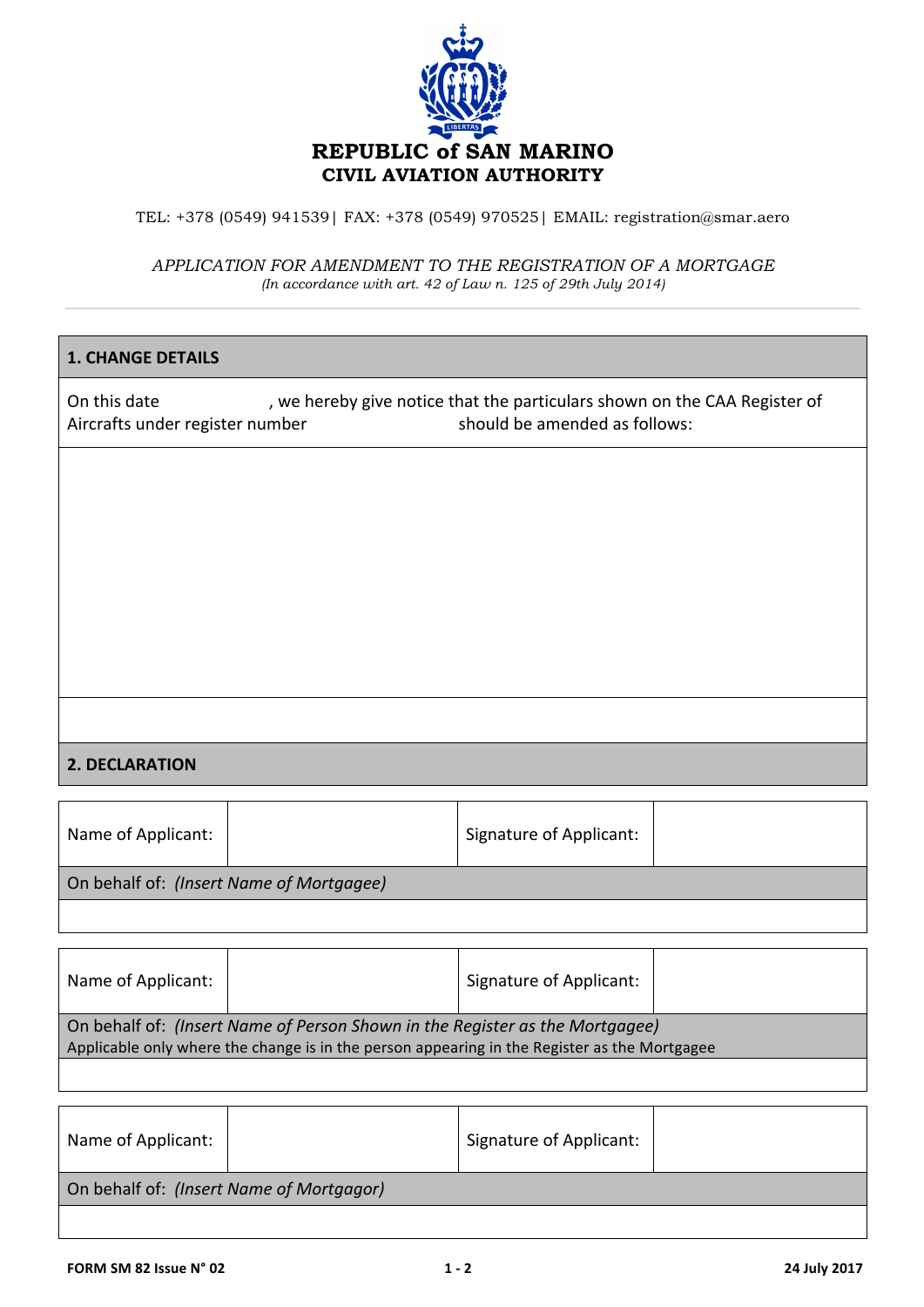# REPUBLIC of SAN MARINO
## CIVIL AVIATION AUTHORITY

TEL: +378 (0549) 941539| FAX: +378 (0549) 970525| EMAIL: registration@smar.aero

*APPLICATION FOR AMENDMENT TO THE REGISTRATION OF A MORTGAGE*
*(In accordance with art. 42 of Law n. 125 of 29th July 2014)*

---

| **1. CHANGE DETAILS** |
|---|
| On this date , we hereby give notice that the particulars shown on the CAA Register of Aircrafts under register number should be amended as follows: |
| |
| |

| **2. DECLARATION** |
|---|

| Name of Applicant: | | Signature of Applicant: | |
|---|---|---|---|
| On behalf of: *(Insert Name of Mortgagee)* | | | |
| | | | |

| Name of Applicant: | | Signature of Applicant: | |
|---|---|---|---|
| On behalf of: *(Insert Name of Person Shown in the Register as the Mortgagee)* Applicable only where the change is in the person appearing in the Register as the Mortgagee | | | |
| | | | |

| Name of Applicant: | | Signature of Applicant: | |
|---|---|---|---|
| On behalf of: *(Insert Name of Mortgagor)* | | | |
| | | | |

**FORM SM 82 Issue N° 02** **24 July 2017**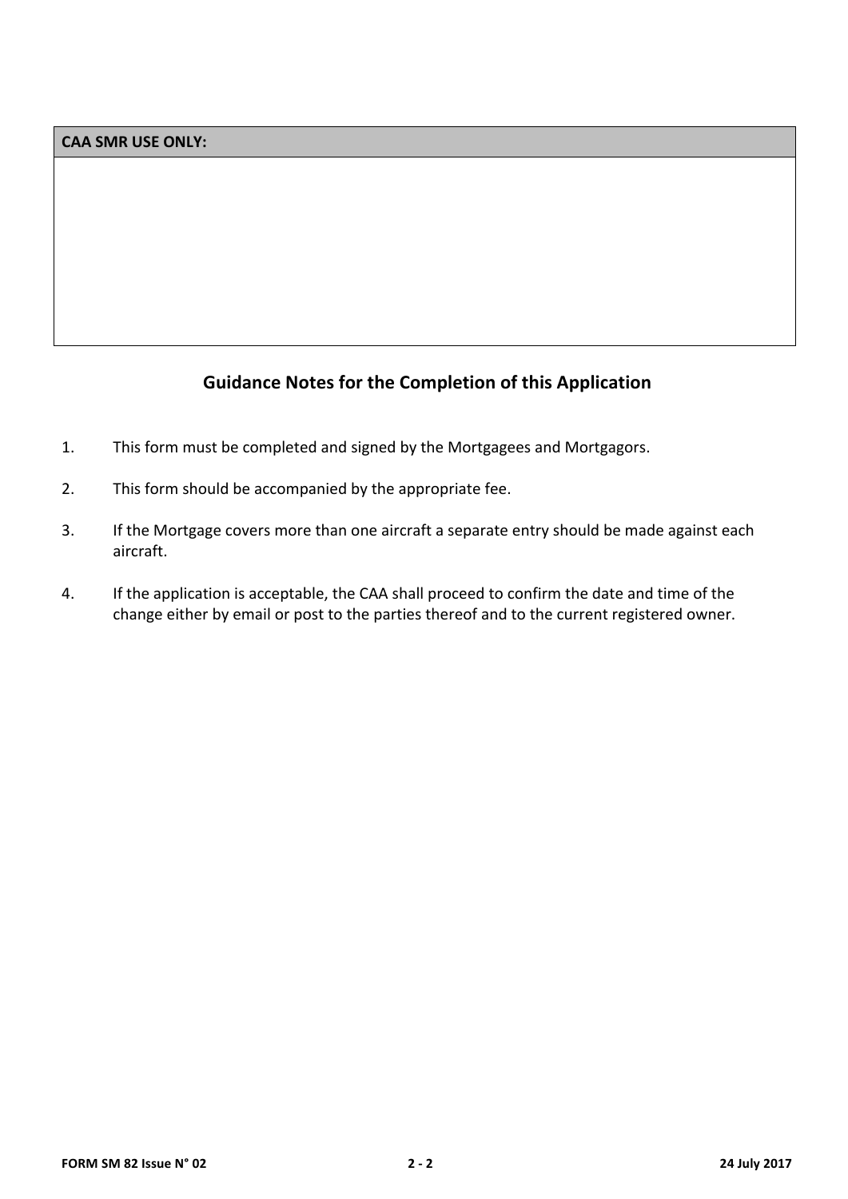| CAA SMR USE ONLY: |
| --- |
| |

## Guidance Notes for the Completion of this Application

1. This form must be completed and signed by the Mortgagees and Mortgagors.

2. This form should be accompanied by the appropriate fee.

3. If the Mortgage covers more than one aircraft a separate entry should be made against each aircraft.

4. If the application is acceptable, the CAA shall proceed to confirm the date and time of the change either by email or post to the parties thereof and to the current registered owner.